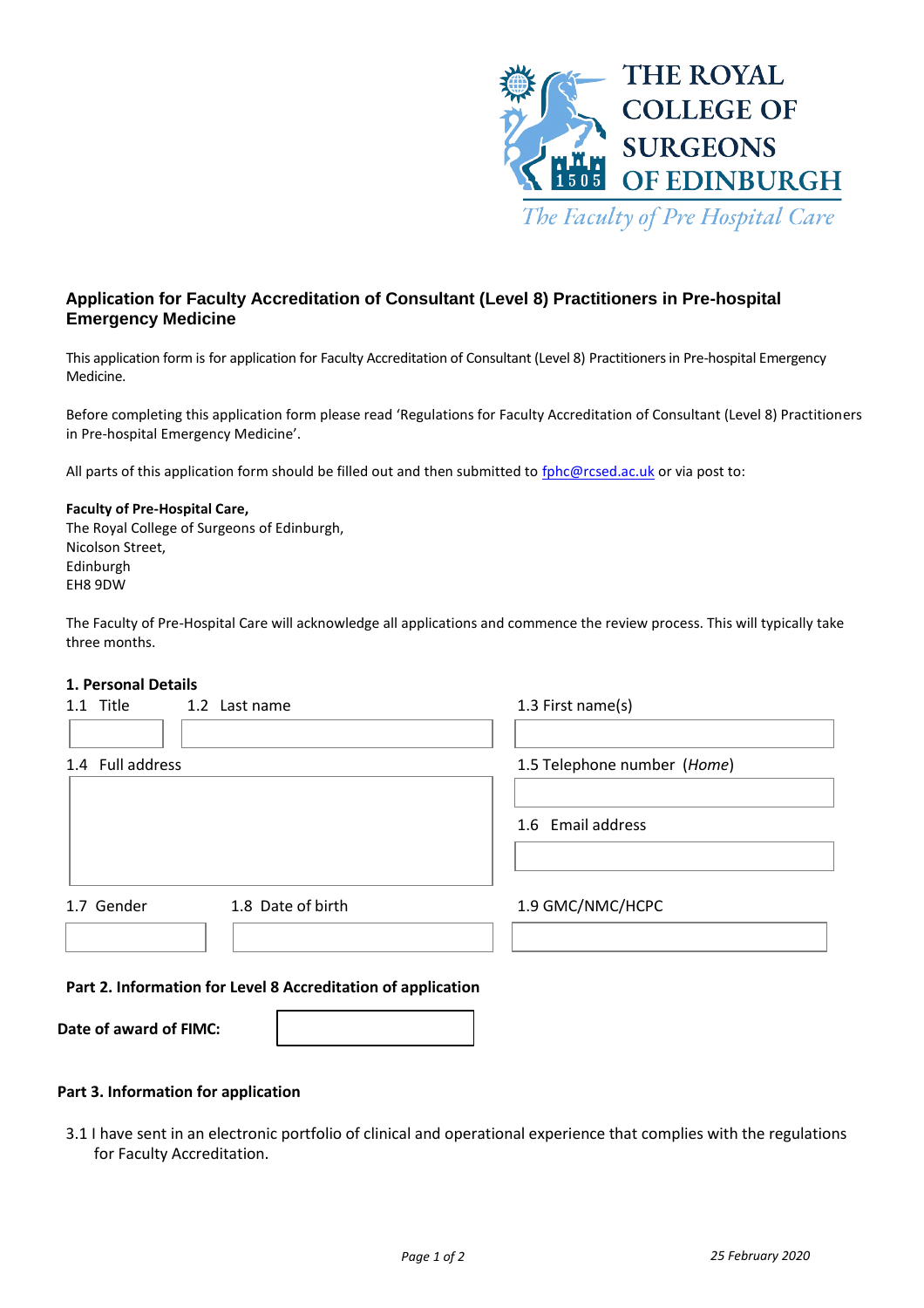THE ROYAL COLLEGE OF SURGEONS OF EDINBURGH

*The Faculty of Pre Hospital Care*

## Application for Faculty Accreditation of Consultant (Level 8) Practitioners in Pre-hospital Emergency Medicine

This application form is for application for Faculty Accreditation of Consultant (Level 8) Practitioners in Pre-hospital Emergency Medicine.

Before completing this application form please read 'Regulations for Faculty Accreditation of Consultant (Level 8) Practitioners in Pre-hospital Emergency Medicine'.

All parts of this application form should be filled out and then submitted to fphc@rcsed.ac.uk or via post to:

**Faculty of Pre-Hospital Care,**
The Royal College of Surgeons of Edinburgh,
Nicolson Street,
Edinburgh
EH8 9DW

The Faculty of Pre-Hospital Care will acknowledge all applications and commence the review process. This will typically take three months.

### 1. Personal Details

| 1.1 Title | 1.2 Last name | 1.3 First name(s) |
|---|---|---|
| | | |

| 1.4 Full address | 1.5 Telephone number (*Home*) |
|---|---|
| | |
| | 1.6 Email address |
| | |

| 1.7 Gender | 1.8 Date of birth | 1.9 GMC/NMC/HCPC |
|---|---|---|
| | | |

### Part 2. Information for Level 8 Accreditation of application

**Date of award of FIMC:**

### Part 3. Information for application

3.1 I have sent in an electronic portfolio of clinical and operational experience that complies with the regulations for Faculty Accreditation.

*25 February 2020*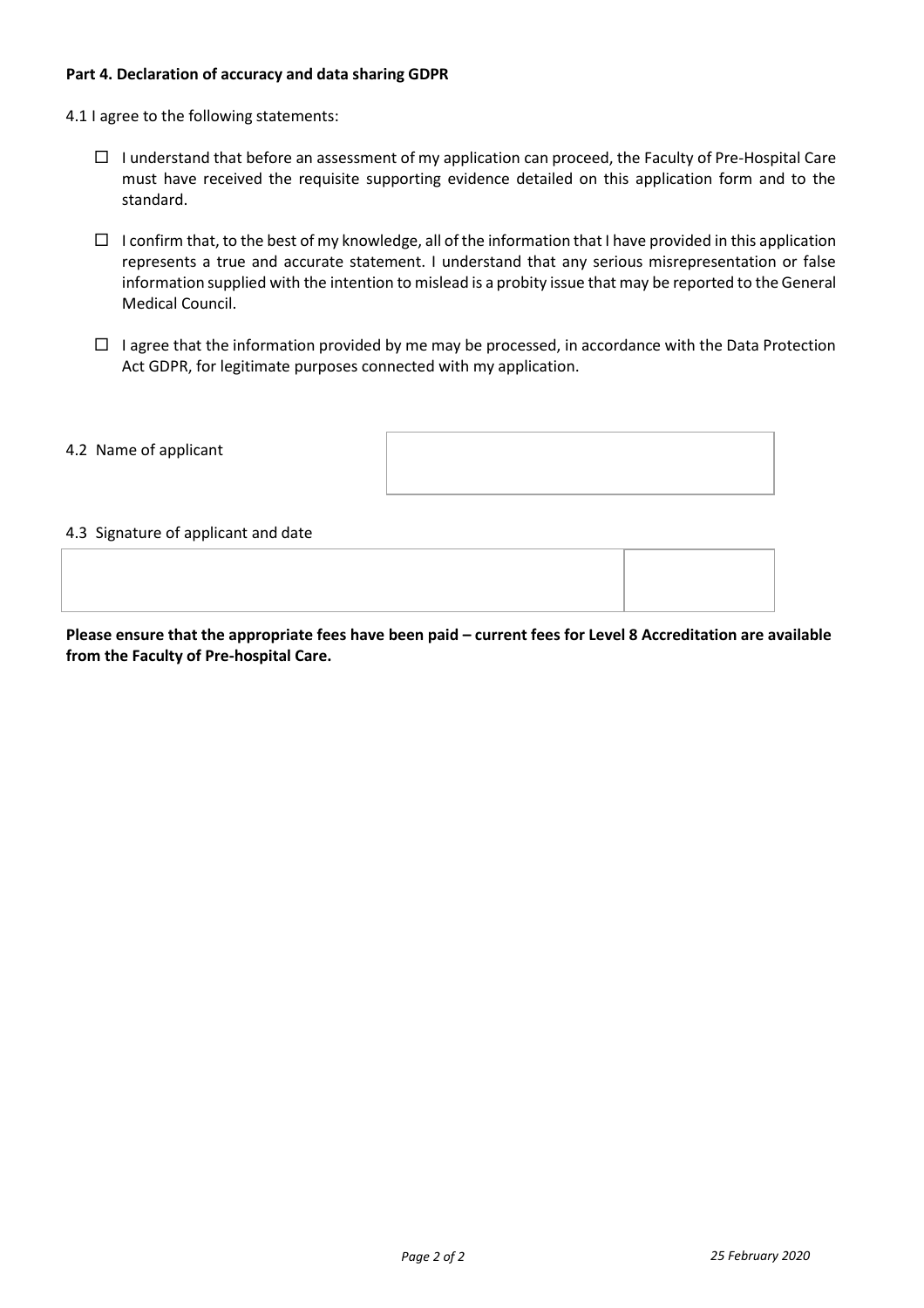**Part 4. Declaration of accuracy and data sharing GDPR**

4.1 I agree to the following statements:

- ☐ I understand that before an assessment of my application can proceed, the Faculty of Pre-Hospital Care must have received the requisite supporting evidence detailed on this application form and to the standard.
- ☐ I confirm that, to the best of my knowledge, all of the information that I have provided in this application represents a true and accurate statement. I understand that any serious misrepresentation or false information supplied with the intention to mislead is a probity issue that may be reported to the General Medical Council.
- ☐ I agree that the information provided by me may be processed, in accordance with the Data Protection Act GDPR, for legitimate purposes connected with my application.

| | |
|---|---|
| 4.2 Name of applicant | |

4.3 Signature of applicant and date

| | |
|---|---|
| | |

**Please ensure that the appropriate fees have been paid – current fees for Level 8 Accreditation are available from the Faculty of Pre-hospital Care.**

*25 February 2020*